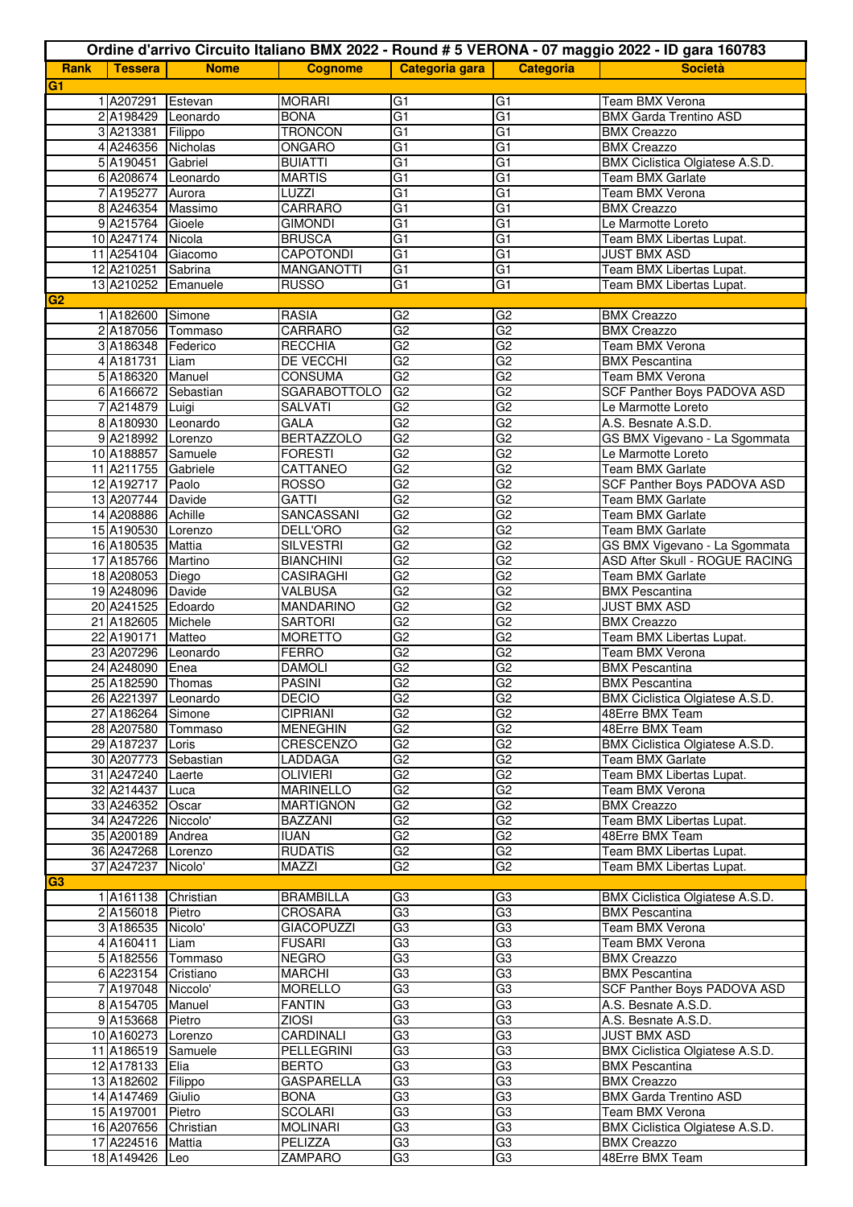| Ordine d'arrivo Circuito Italiano BMX 2022 - Round # 5 VERONA - 07 maggio 2022 - ID gara 160783 | | | | | | |
|---|---|---|---|---|---|---|
| **Rank** | **Tessera** | **Nome** | **Cognome** | **Categoria gara** | **Categoria** | **Società** |
| **G1** | | | | | | |
| 1 | A207291 | Estevan | MORARI | G1 | G1 | Team BMX Verona |
| 2 | A198429 | Leonardo | BONA | G1 | G1 | BMX Garda Trentino ASD |
| 3 | A213381 | Filippo | TRONCON | G1 | G1 | BMX Creazzo |
| 4 | A246356 | Nicholas | ONGARO | G1 | G1 | BMX Creazzo |
| 5 | A190451 | Gabriel | BUIATTI | G1 | G1 | BMX Ciclistica Olgiatese A.S.D. |
| 6 | A208674 | Leonardo | MARTIS | G1 | G1 | Team BMX Garlate |
| 7 | A195277 | Aurora | LUZZI | G1 | G1 | Team BMX Verona |
| 8 | A246354 | Massimo | CARRARO | G1 | G1 | BMX Creazzo |
| 9 | A215764 | Gioele | GIMONDI | G1 | G1 | Le Marmotte Loreto |
| 10 | A247174 | Nicola | BRUSCA | G1 | G1 | Team BMX Libertas Lupat. |
| 11 | A254104 | Giacomo | CAPOTONDI | G1 | G1 | JUST BMX ASD |
| 12 | A210251 | Sabrina | MANGANOTTI | G1 | G1 | Team BMX Libertas Lupat. |
| 13 | A210252 | Emanuele | RUSSO | G1 | G1 | Team BMX Libertas Lupat. |
| **G2** | | | | | | |
| 1 | A182600 | Simone | RASIA | G2 | G2 | BMX Creazzo |
| 2 | A187056 | Tommaso | CARRARO | G2 | G2 | BMX Creazzo |
| 3 | A186348 | Federico | RECCHIA | G2 | G2 | Team BMX Verona |
| 4 | A181731 | Liam | DE VECCHI | G2 | G2 | BMX Pescantina |
| 5 | A186320 | Manuel | CONSUMA | G2 | G2 | Team BMX Verona |
| 6 | A166672 | Sebastian | SGARABOTTOLO | G2 | G2 | SCF Panther Boys PADOVA ASD |
| 7 | A214879 | Luigi | SALVATI | G2 | G2 | Le Marmotte Loreto |
| 8 | A180930 | Leonardo | GALA | G2 | G2 | A.S. Besnate A.S.D. |
| 9 | A218992 | Lorenzo | BERTAZZOLO | G2 | G2 | GS BMX Vigevano - La Sgommata |
| 10 | A188857 | Samuele | FORESTI | G2 | G2 | Le Marmotte Loreto |
| 11 | A211755 | Gabriele | CATTANEO | G2 | G2 | Team BMX Garlate |
| 12 | A192717 | Paolo | ROSSO | G2 | G2 | SCF Panther Boys PADOVA ASD |
| 13 | A207744 | Davide | GATTI | G2 | G2 | Team BMX Garlate |
| 14 | A208886 | Achille | SANCASSANI | G2 | G2 | Team BMX Garlate |
| 15 | A190530 | Lorenzo | DELL'ORO | G2 | G2 | Team BMX Garlate |
| 16 | A180535 | Mattia | SILVESTRI | G2 | G2 | GS BMX Vigevano - La Sgommata |
| 17 | A185766 | Martino | BIANCHINI | G2 | G2 | ASD After Skull - ROGUE RACING |
| 18 | A208053 | Diego | CASIRAGHI | G2 | G2 | Team BMX Garlate |
| 19 | A248096 | Davide | VALBUSA | G2 | G2 | BMX Pescantina |
| 20 | A241525 | Edoardo | MANDARINO | G2 | G2 | JUST BMX ASD |
| 21 | A182605 | Michele | SARTORI | G2 | G2 | BMX Creazzo |
| 22 | A190171 | Matteo | MORETTO | G2 | G2 | Team BMX Libertas Lupat. |
| 23 | A207296 | Leonardo | FERRO | G2 | G2 | Team BMX Verona |
| 24 | A248090 | Enea | DAMOLI | G2 | G2 | BMX Pescantina |
| 25 | A182590 | Thomas | PASINI | G2 | G2 | BMX Pescantina |
| 26 | A221397 | Leonardo | DECIO | G2 | G2 | BMX Ciclistica Olgiatese A.S.D. |
| 27 | A186264 | Simone | CIPRIANI | G2 | G2 | 48Erre BMX Team |
| 28 | A207580 | Tommaso | MENEGHIN | G2 | G2 | 48Erre BMX Team |
| 29 | A187237 | Loris | CRESCENZO | G2 | G2 | BMX Ciclistica Olgiatese A.S.D. |
| 30 | A207773 | Sebastian | LADDAGA | G2 | G2 | Team BMX Garlate |
| 31 | A247240 | Laerte | OLIVIERI | G2 | G2 | Team BMX Libertas Lupat. |
| 32 | A214437 | Luca | MARINELLO | G2 | G2 | Team BMX Verona |
| 33 | A246352 | Oscar | MARTIGNON | G2 | G2 | BMX Creazzo |
| 34 | A247226 | Niccolo' | BAZZANI | G2 | G2 | Team BMX Libertas Lupat. |
| 35 | A200189 | Andrea | IUAN | G2 | G2 | 48Erre BMX Team |
| 36 | A247268 | Lorenzo | RUDATIS | G2 | G2 | Team BMX Libertas Lupat. |
| 37 | A247237 | Nicolo' | MAZZI | G2 | G2 | Team BMX Libertas Lupat. |
| **G3** | | | | | | |
| 1 | A161138 | Christian | BRAMBILLA | G3 | G3 | BMX Ciclistica Olgiatese A.S.D. |
| 2 | A156018 | Pietro | CROSARA | G3 | G3 | BMX Pescantina |
| 3 | A186535 | Nicolo' | GIACOPUZZI | G3 | G3 | Team BMX Verona |
| 4 | A160411 | Liam | FUSARI | G3 | G3 | Team BMX Verona |
| 5 | A182556 | Tommaso | NEGRO | G3 | G3 | BMX Creazzo |
| 6 | A223154 | Cristiano | MARCHI | G3 | G3 | BMX Pescantina |
| 7 | A197048 | Niccolo' | MORELLO | G3 | G3 | SCF Panther Boys PADOVA ASD |
| 8 | A154705 | Manuel | FANTIN | G3 | G3 | A.S. Besnate A.S.D. |
| 9 | A153668 | Pietro | ZIOSI | G3 | G3 | A.S. Besnate A.S.D. |
| 10 | A160273 | Lorenzo | CARDINALI | G3 | G3 | JUST BMX ASD |
| 11 | A186519 | Samuele | PELLEGRINI | G3 | G3 | BMX Ciclistica Olgiatese A.S.D. |
| 12 | A178133 | Elia | BERTO | G3 | G3 | BMX Pescantina |
| 13 | A182602 | Filippo | GASPARELLA | G3 | G3 | BMX Creazzo |
| 14 | A147469 | Giulio | BONA | G3 | G3 | BMX Garda Trentino ASD |
| 15 | A197001 | Pietro | SCOLARI | G3 | G3 | Team BMX Verona |
| 16 | A207656 | Christian | MOLINARI | G3 | G3 | BMX Ciclistica Olgiatese A.S.D. |
| 17 | A224516 | Mattia | PELIZZA | G3 | G3 | BMX Creazzo |
| 18 | A149426 | Leo | ZAMPARO | G3 | G3 | 48Erre BMX Team |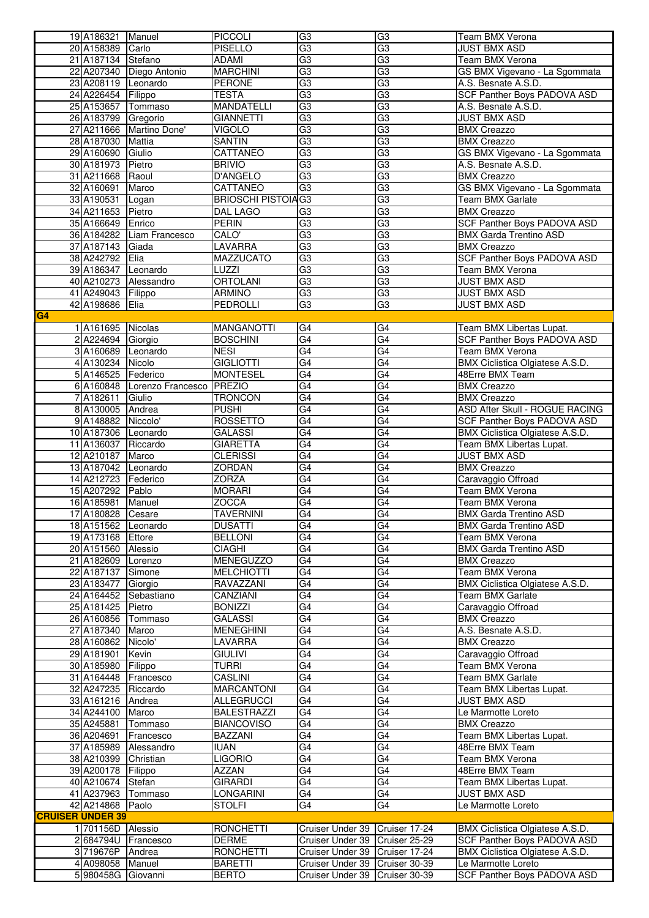| | | | | | | |
|---|---|---|---|---|---|---|
| 19 | A186321 | Manuel | PICCOLI | G3 | G3 | Team BMX Verona |
| 20 | A158389 | Carlo | PISELLO | G3 | G3 | JUST BMX ASD |
| 21 | A187134 | Stefano | ADAMI | G3 | G3 | Team BMX Verona |
| 22 | A207340 | Diego Antonio | MARCHINI | G3 | G3 | GS BMX Vigevano - La Sgommata |
| 23 | A208119 | Leonardo | PERONE | G3 | G3 | A.S. Besnate A.S.D. |
| 24 | A226454 | Filippo | TESTA | G3 | G3 | SCF Panther Boys PADOVA ASD |
| 25 | A153657 | Tommaso | MANDATELLI | G3 | G3 | A.S. Besnate A.S.D. |
| 26 | A183799 | Gregorio | GIANNETTI | G3 | G3 | JUST BMX ASD |
| 27 | A211666 | Martino Done' | VIGOLO | G3 | G3 | BMX Creazzo |
| 28 | A187030 | Mattia | SANTIN | G3 | G3 | BMX Creazzo |
| 29 | A160690 | Giulio | CATTANEO | G3 | G3 | GS BMX Vigevano - La Sgommata |
| 30 | A181973 | Pietro | BRIVIO | G3 | G3 | A.S. Besnate A.S.D. |
| 31 | A211668 | Raoul | D'ANGELO | G3 | G3 | BMX Creazzo |
| 32 | A160691 | Marco | CATTANEO | G3 | G3 | GS BMX Vigevano - La Sgommata |
| 33 | A190531 | Logan | BRIOSCHI PISTOIA | G3 | G3 | Team BMX Garlate |
| 34 | A211653 | Pietro | DAL LAGO | G3 | G3 | BMX Creazzo |
| 35 | A166649 | Enrico | PERIN | G3 | G3 | SCF Panther Boys PADOVA ASD |
| 36 | A184282 | Liam Francesco | CALO' | G3 | G3 | BMX Garda Trentino ASD |
| 37 | A187143 | Giada | LAVARRA | G3 | G3 | BMX Creazzo |
| 38 | A242792 | Elia | MAZZUCATO | G3 | G3 | SCF Panther Boys PADOVA ASD |
| 39 | A186347 | Leonardo | LUZZI | G3 | G3 | Team BMX Verona |
| 40 | A210273 | Alessandro | ORTOLANI | G3 | G3 | JUST BMX ASD |
| 41 | A249043 | Filippo | ARMINO | G3 | G3 | JUST BMX ASD |
| 42 | A198686 | Elia | PEDROLLI | G3 | G3 | JUST BMX ASD |
| **G4** | | | | | | |
| 1 | A161695 | Nicolas | MANGANOTTI | G4 | G4 | Team BMX Libertas Lupat. |
| 2 | A224694 | Giorgio | BOSCHINI | G4 | G4 | SCF Panther Boys PADOVA ASD |
| 3 | A160689 | Leonardo | NESI | G4 | G4 | Team BMX Verona |
| 4 | A130234 | Nicolo | GIGLIOTTI | G4 | G4 | BMX Ciclistica Olgiatese A.S.D. |
| 5 | A146525 | Federico | MONTESEL | G4 | G4 | 48Erre BMX Team |
| 6 | A160848 | Lorenzo Francesco | PREZIO | G4 | G4 | BMX Creazzo |
| 7 | A182611 | Giulio | TRONCON | G4 | G4 | BMX Creazzo |
| 8 | A130005 | Andrea | PUSHI | G4 | G4 | ASD After Skull - ROGUE RACING |
| 9 | A148882 | Niccolo' | ROSSETTO | G4 | G4 | SCF Panther Boys PADOVA ASD |
| 10 | A187306 | Leonardo | GALASSI | G4 | G4 | BMX Ciclistica Olgiatese A.S.D. |
| 11 | A136037 | Riccardo | GIARETTA | G4 | G4 | Team BMX Libertas Lupat. |
| 12 | A210187 | Marco | CLERISSI | G4 | G4 | JUST BMX ASD |
| 13 | A187042 | Leonardo | ZORDAN | G4 | G4 | BMX Creazzo |
| 14 | A212723 | Federico | ZORZA | G4 | G4 | Caravaggio Offroad |
| 15 | A207292 | Pablo | MORARI | G4 | G4 | Team BMX Verona |
| 16 | A185981 | Manuel | ZOCCA | G4 | G4 | Team BMX Verona |
| 17 | A180828 | Cesare | TAVERNINI | G4 | G4 | BMX Garda Trentino ASD |
| 18 | A151562 | Leonardo | DUSATTI | G4 | G4 | BMX Garda Trentino ASD |
| 19 | A173168 | Ettore | BELLONI | G4 | G4 | Team BMX Verona |
| 20 | A151560 | Alessio | CIAGHI | G4 | G4 | BMX Garda Trentino ASD |
| 21 | A182609 | Lorenzo | MENEGUZZO | G4 | G4 | BMX Creazzo |
| 22 | A187137 | Simone | MELCHIOTTI | G4 | G4 | Team BMX Verona |
| 23 | A183477 | Giorgio | RAVAZZANI | G4 | G4 | BMX Ciclistica Olgiatese A.S.D. |
| 24 | A164452 | Sebastiano | CANZIANI | G4 | G4 | Team BMX Garlate |
| 25 | A181425 | Pietro | BONIZZI | G4 | G4 | Caravaggio Offroad |
| 26 | A160856 | Tommaso | GALASSI | G4 | G4 | BMX Creazzo |
| 27 | A187340 | Marco | MENEGHINI | G4 | G4 | A.S. Besnate A.S.D. |
| 28 | A160862 | Nicolo' | LAVARRA | G4 | G4 | BMX Creazzo |
| 29 | A181901 | Kevin | GIULIVI | G4 | G4 | Caravaggio Offroad |
| 30 | A185980 | Filippo | TURRI | G4 | G4 | Team BMX Verona |
| 31 | A164448 | Francesco | CASLINI | G4 | G4 | Team BMX Garlate |
| 32 | A247235 | Riccardo | MARCANTONI | G4 | G4 | Team BMX Libertas Lupat. |
| 33 | A161216 | Andrea | ALLEGRUCCI | G4 | G4 | JUST BMX ASD |
| 34 | A244100 | Marco | BALESTRAZZI | G4 | G4 | Le Marmotte Loreto |
| 35 | A245881 | Tommaso | BIANCOVISO | G4 | G4 | BMX Creazzo |
| 36 | A204691 | Francesco | BAZZANI | G4 | G4 | Team BMX Libertas Lupat. |
| 37 | A185989 | Alessandro | IUAN | G4 | G4 | 48Erre BMX Team |
| 38 | A210399 | Christian | LIGORIO | G4 | G4 | Team BMX Verona |
| 39 | A200178 | Filippo | AZZAN | G4 | G4 | 48Erre BMX Team |
| 40 | A210674 | Stefan | GIRARDI | G4 | G4 | Team BMX Libertas Lupat. |
| 41 | A237963 | Tommaso | LONGARINI | G4 | G4 | JUST BMX ASD |
| 42 | A214868 | Paolo | STOLFI | G4 | G4 | Le Marmotte Loreto |
| **CRUISER UNDER 39** | | | | | | |
| 1 | 701156D | Alessio | RONCHETTI | Cruiser Under 39 | Cruiser 17-24 | BMX Ciclistica Olgiatese A.S.D. |
| 2 | 684794U | Francesco | DERME | Cruiser Under 39 | Cruiser 25-29 | SCF Panther Boys PADOVA ASD |
| 3 | 719676P | Andrea | RONCHETTI | Cruiser Under 39 | Cruiser 17-24 | BMX Ciclistica Olgiatese A.S.D. |
| 4 | A098058 | Manuel | BARETTI | Cruiser Under 39 | Cruiser 30-39 | Le Marmotte Loreto |
| 5 | 980458G | Giovanni | BERTO | Cruiser Under 39 | Cruiser 30-39 | SCF Panther Boys PADOVA ASD |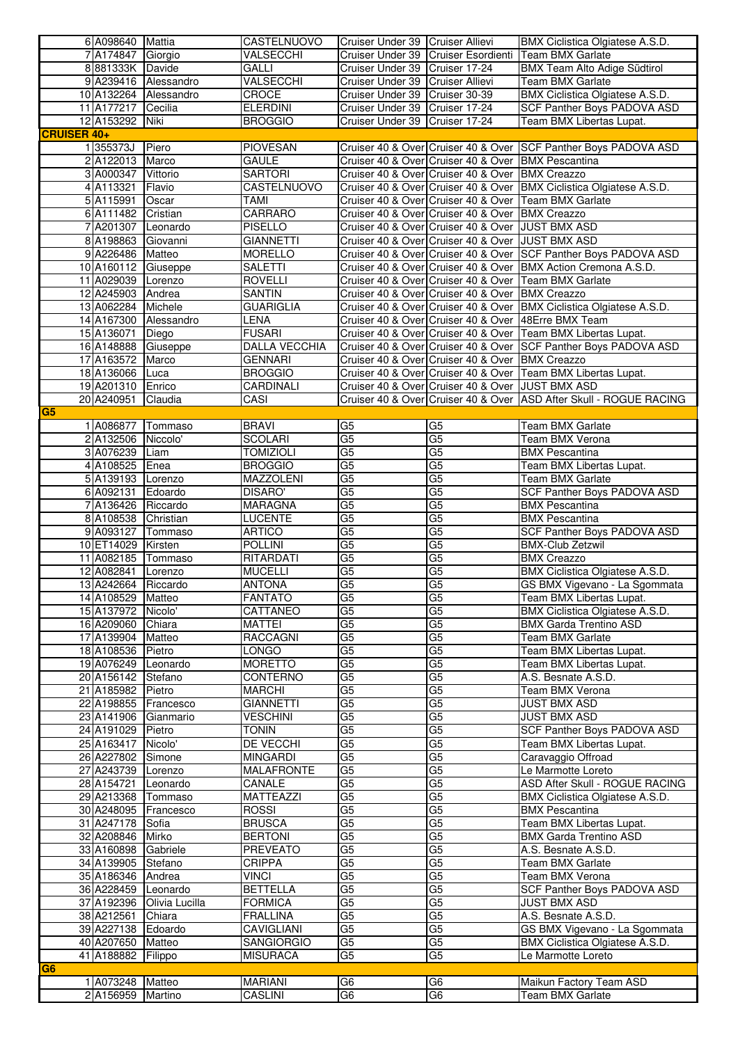| | | | | | | |
|---|---|---|---|---|---|---|
| 6 | A098640 | Mattia | CASTELNUOVO | Cruiser Under 39 | Cruiser Allievi | BMX Ciclistica Olgiatese A.S.D. |
| 7 | A174847 | Giorgio | VALSECCHI | Cruiser Under 39 | Cruiser Esordienti | Team BMX Garlate |
| 8 | 881333K | Davide | GALLI | Cruiser Under 39 | Cruiser 17-24 | BMX Team Alto Adige Südtirol |
| 9 | A239416 | Alessandro | VALSECCHI | Cruiser Under 39 | Cruiser Allievi | Team BMX Garlate |
| 10 | A132264 | Alessandro | CROCE | Cruiser Under 39 | Cruiser 30-39 | BMX Ciclistica Olgiatese A.S.D. |
| 11 | A177217 | Cecilia | ELERDINI | Cruiser Under 39 | Cruiser 17-24 | SCF Panther Boys PADOVA ASD |
| 12 | A153292 | Niki | BROGGIO | Cruiser Under 39 | Cruiser 17-24 | Team BMX Libertas Lupat. |
| **CRUISER 40+** | | | | | | |
| 1 | 355373J | Piero | PIOVESAN | Cruiser 40 & Over | Cruiser 40 & Over | SCF Panther Boys PADOVA ASD |
| 2 | A122013 | Marco | GAULE | Cruiser 40 & Over | Cruiser 40 & Over | BMX Pescantina |
| 3 | A000347 | Vittorio | SARTORI | Cruiser 40 & Over | Cruiser 40 & Over | BMX Creazzo |
| 4 | A113321 | Flavio | CASTELNUOVO | Cruiser 40 & Over | Cruiser 40 & Over | BMX Ciclistica Olgiatese A.S.D. |
| 5 | A115991 | Oscar | TAMI | Cruiser 40 & Over | Cruiser 40 & Over | Team BMX Garlate |
| 6 | A111482 | Cristian | CARRARO | Cruiser 40 & Over | Cruiser 40 & Over | BMX Creazzo |
| 7 | A201307 | Leonardo | PISELLO | Cruiser 40 & Over | Cruiser 40 & Over | JUST BMX ASD |
| 8 | A198863 | Giovanni | GIANNETTI | Cruiser 40 & Over | Cruiser 40 & Over | JUST BMX ASD |
| 9 | A226486 | Matteo | MORELLO | Cruiser 40 & Over | Cruiser 40 & Over | SCF Panther Boys PADOVA ASD |
| 10 | A160112 | Giuseppe | SALETTI | Cruiser 40 & Over | Cruiser 40 & Over | BMX Action Cremona A.S.D. |
| 11 | A029039 | Lorenzo | ROVELLI | Cruiser 40 & Over | Cruiser 40 & Over | Team BMX Garlate |
| 12 | A245903 | Andrea | SANTIN | Cruiser 40 & Over | Cruiser 40 & Over | BMX Creazzo |
| 13 | A062284 | Michele | GUARIGLIA | Cruiser 40 & Over | Cruiser 40 & Over | BMX Ciclistica Olgiatese A.S.D. |
| 14 | A167300 | Alessandro | LENA | Cruiser 40 & Over | Cruiser 40 & Over | 48Erre BMX Team |
| 15 | A136071 | Diego | FUSARI | Cruiser 40 & Over | Cruiser 40 & Over | Team BMX Libertas Lupat. |
| 16 | A148888 | Giuseppe | DALLA VECCHIA | Cruiser 40 & Over | Cruiser 40 & Over | SCF Panther Boys PADOVA ASD |
| 17 | A163572 | Marco | GENNARI | Cruiser 40 & Over | Cruiser 40 & Over | BMX Creazzo |
| 18 | A136066 | Luca | BROGGIO | Cruiser 40 & Over | Cruiser 40 & Over | Team BMX Libertas Lupat. |
| 19 | A201310 | Enrico | CARDINALI | Cruiser 40 & Over | Cruiser 40 & Over | JUST BMX ASD |
| 20 | A240951 | Claudia | CASI | Cruiser 40 & Over | Cruiser 40 & Over | ASD After Skull - ROGUE RACING |
| **G5** | | | | | | |
| 1 | A086877 | Tommaso | BRAVI | G5 | G5 | Team BMX Garlate |
| 2 | A132506 | Niccolo' | SCOLARI | G5 | G5 | Team BMX Verona |
| 3 | A076239 | Liam | TOMIZIOLI | G5 | G5 | BMX Pescantina |
| 4 | A108525 | Enea | BROGGIO | G5 | G5 | Team BMX Libertas Lupat. |
| 5 | A139193 | Lorenzo | MAZZOLENI | G5 | G5 | Team BMX Garlate |
| 6 | A092131 | Edoardo | DISARO' | G5 | G5 | SCF Panther Boys PADOVA ASD |
| 7 | A136426 | Riccardo | MARAGNA | G5 | G5 | BMX Pescantina |
| 8 | A108538 | Christian | LUCENTE | G5 | G5 | BMX Pescantina |
| 9 | A093127 | Tommaso | ARTICO | G5 | G5 | SCF Panther Boys PADOVA ASD |
| 10 | ET14029 | Kirsten | POLLINI | G5 | G5 | BMX-Club Zetzwil |
| 11 | A082185 | Tommaso | RITARDATI | G5 | G5 | BMX Creazzo |
| 12 | A082841 | Lorenzo | MUCELLI | G5 | G5 | BMX Ciclistica Olgiatese A.S.D. |
| 13 | A242664 | Riccardo | ANTONA | G5 | G5 | GS BMX Vigevano - La Sgommata |
| 14 | A108529 | Matteo | FANTATO | G5 | G5 | Team BMX Libertas Lupat. |
| 15 | A137972 | Nicolo' | CATTANEO | G5 | G5 | BMX Ciclistica Olgiatese A.S.D. |
| 16 | A209060 | Chiara | MATTEI | G5 | G5 | BMX Garda Trentino ASD |
| 17 | A139904 | Matteo | RACCAGNI | G5 | G5 | Team BMX Garlate |
| 18 | A108536 | Pietro | LONGO | G5 | G5 | Team BMX Libertas Lupat. |
| 19 | A076249 | Leonardo | MORETTO | G5 | G5 | Team BMX Libertas Lupat. |
| 20 | A156142 | Stefano | CONTERNO | G5 | G5 | A.S. Besnate A.S.D. |
| 21 | A185982 | Pietro | MARCHI | G5 | G5 | Team BMX Verona |
| 22 | A198855 | Francesco | GIANNETTI | G5 | G5 | JUST BMX ASD |
| 23 | A141906 | Gianmario | VESCHINI | G5 | G5 | JUST BMX ASD |
| 24 | A191029 | Pietro | TONIN | G5 | G5 | SCF Panther Boys PADOVA ASD |
| 25 | A163417 | Nicolo' | DE VECCHI | G5 | G5 | Team BMX Libertas Lupat. |
| 26 | A227802 | Simone | MINGARDI | G5 | G5 | Caravaggio Offroad |
| 27 | A243739 | Lorenzo | MALAFRONTE | G5 | G5 | Le Marmotte Loreto |
| 28 | A154721 | Leonardo | CANALE | G5 | G5 | ASD After Skull - ROGUE RACING |
| 29 | A213368 | Tommaso | MATTEAZZI | G5 | G5 | BMX Ciclistica Olgiatese A.S.D. |
| 30 | A248095 | Francesco | ROSSI | G5 | G5 | BMX Pescantina |
| 31 | A247178 | Sofia | BRUSCA | G5 | G5 | Team BMX Libertas Lupat. |
| 32 | A208846 | Mirko | BERTONI | G5 | G5 | BMX Garda Trentino ASD |
| 33 | A160898 | Gabriele | PREVEATO | G5 | G5 | A.S. Besnate A.S.D. |
| 34 | A139905 | Stefano | CRIPPA | G5 | G5 | Team BMX Garlate |
| 35 | A186346 | Andrea | VINCI | G5 | G5 | Team BMX Verona |
| 36 | A228459 | Leonardo | BETTELLA | G5 | G5 | SCF Panther Boys PADOVA ASD |
| 37 | A192396 | Olivia Lucilla | FORMICA | G5 | G5 | JUST BMX ASD |
| 38 | A212561 | Chiara | FRALLINA | G5 | G5 | A.S. Besnate A.S.D. |
| 39 | A227138 | Edoardo | CAVIGLIANI | G5 | G5 | GS BMX Vigevano - La Sgommata |
| 40 | A207650 | Matteo | SANGIORGIO | G5 | G5 | BMX Ciclistica Olgiatese A.S.D. |
| 41 | A188882 | Filippo | MISURACA | G5 | G5 | Le Marmotte Loreto |
| **G6** | | | | | | |
| 1 | A073248 | Matteo | MARIANI | G6 | G6 | Maikun Factory Team ASD |
| 2 | A156959 | Martino | CASLINI | G6 | G6 | Team BMX Garlate |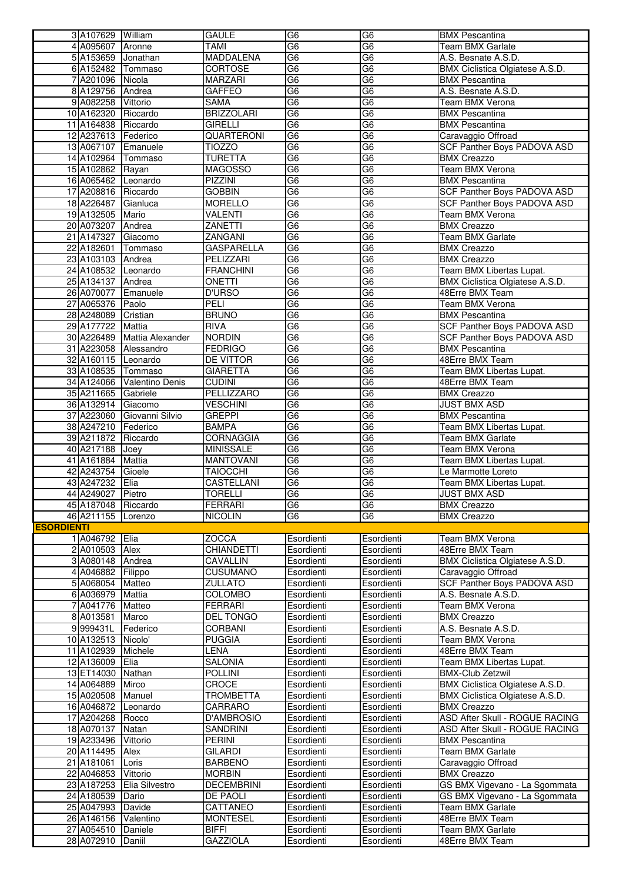| | | | | | | |
|---|---|---|---|---|---|---|
| 3 | A107629 | William | GAULE | G6 | G6 | BMX Pescantina |
| 4 | A095607 | Aronne | TAMI | G6 | G6 | Team BMX Garlate |
| 5 | A153659 | Jonathan | MADDALENA | G6 | G6 | A.S. Besnate A.S.D. |
| 6 | A152482 | Tommaso | CORTOSE | G6 | G6 | BMX Ciclistica Olgiatese A.S.D. |
| 7 | A201096 | Nicola | MARZARI | G6 | G6 | BMX Pescantina |
| 8 | A129756 | Andrea | GAFFEO | G6 | G6 | A.S. Besnate A.S.D. |
| 9 | A082258 | Vittorio | SAMA | G6 | G6 | Team BMX Verona |
| 10 | A162320 | Riccardo | BRIZZOLARI | G6 | G6 | BMX Pescantina |
| 11 | A164838 | Riccardo | GIRELLI | G6 | G6 | BMX Pescantina |
| 12 | A237613 | Federico | QUARTERONI | G6 | G6 | Caravaggio Offroad |
| 13 | A067107 | Emanuele | TIOZZO | G6 | G6 | SCF Panther Boys PADOVA ASD |
| 14 | A102964 | Tommaso | TURETTA | G6 | G6 | BMX Creazzo |
| 15 | A102862 | Rayan | MAGOSSO | G6 | G6 | Team BMX Verona |
| 16 | A065462 | Leonardo | PIZZINI | G6 | G6 | BMX Pescantina |
| 17 | A208816 | Riccardo | GOBBIN | G6 | G6 | SCF Panther Boys PADOVA ASD |
| 18 | A226487 | Gianluca | MORELLO | G6 | G6 | SCF Panther Boys PADOVA ASD |
| 19 | A132505 | Mario | VALENTI | G6 | G6 | Team BMX Verona |
| 20 | A073207 | Andrea | ZANETTI | G6 | G6 | BMX Creazzo |
| 21 | A147327 | Giacomo | ZANGANI | G6 | G6 | Team BMX Garlate |
| 22 | A182601 | Tommaso | GASPARELLA | G6 | G6 | BMX Creazzo |
| 23 | A103103 | Andrea | PELIZZARI | G6 | G6 | BMX Creazzo |
| 24 | A108532 | Leonardo | FRANCHINI | G6 | G6 | Team BMX Libertas Lupat. |
| 25 | A134137 | Andrea | ONETTI | G6 | G6 | BMX Ciclistica Olgiatese A.S.D. |
| 26 | A070077 | Emanuele | D'URSO | G6 | G6 | 48Erre BMX Team |
| 27 | A065376 | Paolo | PELI | G6 | G6 | Team BMX Verona |
| 28 | A248089 | Cristian | BRUNO | G6 | G6 | BMX Pescantina |
| 29 | A177722 | Mattia | RIVA | G6 | G6 | SCF Panther Boys PADOVA ASD |
| 30 | A226489 | Mattia Alexander | NORDIN | G6 | G6 | SCF Panther Boys PADOVA ASD |
| 31 | A223058 | Alessandro | FEDRIGO | G6 | G6 | BMX Pescantina |
| 32 | A160115 | Leonardo | DE VITTOR | G6 | G6 | 48Erre BMX Team |
| 33 | A108535 | Tommaso | GIARETTA | G6 | G6 | Team BMX Libertas Lupat. |
| 34 | A124066 | Valentino Denis | CUDINI | G6 | G6 | 48Erre BMX Team |
| 35 | A211665 | Gabriele | PELLIZZARO | G6 | G6 | BMX Creazzo |
| 36 | A132914 | Giacomo | VESCHINI | G6 | G6 | JUST BMX ASD |
| 37 | A223060 | Giovanni Silvio | GREPPI | G6 | G6 | BMX Pescantina |
| 38 | A247210 | Federico | BAMPA | G6 | G6 | Team BMX Libertas Lupat. |
| 39 | A211872 | Riccardo | CORNAGGIA | G6 | G6 | Team BMX Garlate |
| 40 | A217188 | Joey | MINISSALE | G6 | G6 | Team BMX Verona |
| 41 | A161884 | Mattia | MANTOVANI | G6 | G6 | Team BMX Libertas Lupat. |
| 42 | A243754 | Gioele | TAIOCCHI | G6 | G6 | Le Marmotte Loreto |
| 43 | A247232 | Elia | CASTELLANI | G6 | G6 | Team BMX Libertas Lupat. |
| 44 | A249027 | Pietro | TORELLI | G6 | G6 | JUST BMX ASD |
| 45 | A187048 | Riccardo | FERRARI | G6 | G6 | BMX Creazzo |
| 46 | A211155 | Lorenzo | NICOLIN | G6 | G6 | BMX Creazzo |
| **ESORDIENTI** | | | | | | |
| 1 | A046792 | Elia | ZOCCA | Esordienti | Esordienti | Team BMX Verona |
| 2 | A010503 | Alex | CHIANDETTI | Esordienti | Esordienti | 48Erre BMX Team |
| 3 | A080148 | Andrea | CAVALLIN | Esordienti | Esordienti | BMX Ciclistica Olgiatese A.S.D. |
| 4 | A046882 | Filippo | CUSUMANO | Esordienti | Esordienti | Caravaggio Offroad |
| 5 | A068054 | Matteo | ZULLATO | Esordienti | Esordienti | SCF Panther Boys PADOVA ASD |
| 6 | A036979 | Mattia | COLOMBO | Esordienti | Esordienti | A.S. Besnate A.S.D. |
| 7 | A041776 | Matteo | FERRARI | Esordienti | Esordienti | Team BMX Verona |
| 8 | A013581 | Marco | DEL TONGO | Esordienti | Esordienti | BMX Creazzo |
| 9 | 999431L | Federico | CORBANI | Esordienti | Esordienti | A.S. Besnate A.S.D. |
| 10 | A132513 | Nicolo' | PUGGIA | Esordienti | Esordienti | Team BMX Verona |
| 11 | A102939 | Michele | LENA | Esordienti | Esordienti | 48Erre BMX Team |
| 12 | A136009 | Elia | SALONIA | Esordienti | Esordienti | Team BMX Libertas Lupat. |
| 13 | ET14030 | Nathan | POLLINI | Esordienti | Esordienti | BMX-Club Zetzwil |
| 14 | A064889 | Mirco | CROCE | Esordienti | Esordienti | BMX Ciclistica Olgiatese A.S.D. |
| 15 | A020508 | Manuel | TROMBETTA | Esordienti | Esordienti | BMX Ciclistica Olgiatese A.S.D. |
| 16 | A046872 | Leonardo | CARRARO | Esordienti | Esordienti | BMX Creazzo |
| 17 | A204268 | Rocco | D'AMBROSIO | Esordienti | Esordienti | ASD After Skull - ROGUE RACING |
| 18 | A070137 | Natan | SANDRINI | Esordienti | Esordienti | ASD After Skull - ROGUE RACING |
| 19 | A233496 | Vittorio | PERINI | Esordienti | Esordienti | BMX Pescantina |
| 20 | A114495 | Alex | GILARDI | Esordienti | Esordienti | Team BMX Garlate |
| 21 | A181061 | Loris | BARBENO | Esordienti | Esordienti | Caravaggio Offroad |
| 22 | A046853 | Vittorio | MORBIN | Esordienti | Esordienti | BMX Creazzo |
| 23 | A187253 | Elia Silvestro | DECEMBRINI | Esordienti | Esordienti | GS BMX Vigevano - La Sgommata |
| 24 | A180539 | Dario | DE PAOLI | Esordienti | Esordienti | GS BMX Vigevano - La Sgommata |
| 25 | A047993 | Davide | CATTANEO | Esordienti | Esordienti | Team BMX Garlate |
| 26 | A146156 | Valentino | MONTESEL | Esordienti | Esordienti | 48Erre BMX Team |
| 27 | A054510 | Daniele | BIFFI | Esordienti | Esordienti | Team BMX Garlate |
| 28 | A072910 | Daniil | GAZZIOLA | Esordienti | Esordienti | 48Erre BMX Team |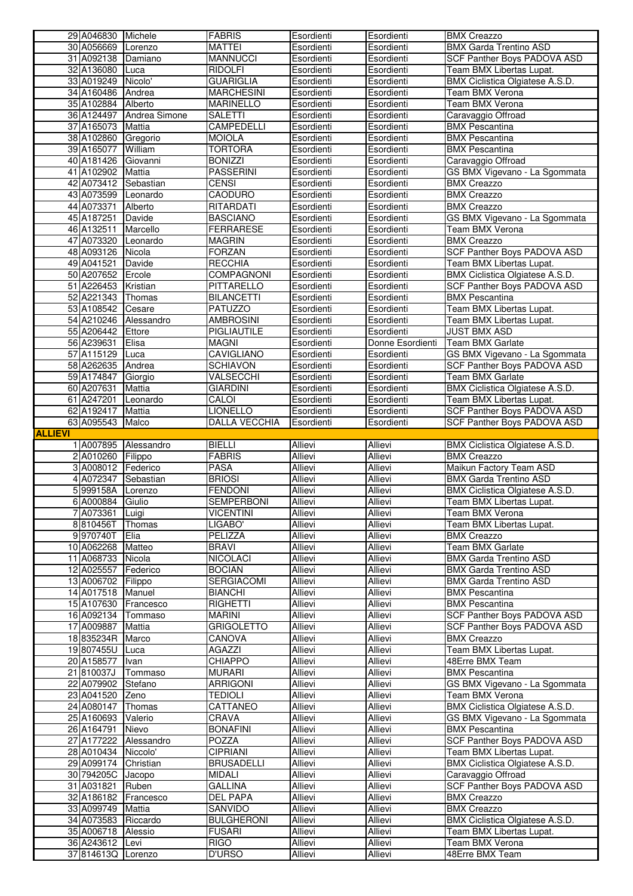| | # | Tessera | Nome | Cognome | Categoria | Categoria gara | Società |
|---|---|---|---|---|---|---|---|
| | 29 | A046830 | Michele | FABRIS | Esordienti | Esordienti | BMX Creazzo |
| | 30 | A056669 | Lorenzo | MATTEI | Esordienti | Esordienti | BMX Garda Trentino ASD |
| | 31 | A092138 | Damiano | MANNUCCI | Esordienti | Esordienti | SCF Panther Boys PADOVA ASD |
| | 32 | A136080 | Luca | RIDOLFI | Esordienti | Esordienti | Team BMX Libertas Lupat. |
| | 33 | A019249 | Nicolo' | GUARIGLIA | Esordienti | Esordienti | BMX Ciclistica Olgiatese A.S.D. |
| | 34 | A160486 | Andrea | MARCHESINI | Esordienti | Esordienti | Team BMX Verona |
| | 35 | A102884 | Alberto | MARINELLO | Esordienti | Esordienti | Team BMX Verona |
| | 36 | A124497 | Andrea Simone | SALETTI | Esordienti | Esordienti | Caravaggio Offroad |
| | 37 | A165073 | Mattia | CAMPEDELLI | Esordienti | Esordienti | BMX Pescantina |
| | 38 | A102860 | Gregorio | MOIOLA | Esordienti | Esordienti | BMX Pescantina |
| | 39 | A165077 | William | TORTORA | Esordienti | Esordienti | BMX Pescantina |
| | 40 | A181426 | Giovanni | BONIZZI | Esordienti | Esordienti | Caravaggio Offroad |
| | 41 | A102902 | Mattia | PASSERINI | Esordienti | Esordienti | GS BMX Vigevano - La Sgommata |
| | 42 | A073412 | Sebastian | CENSI | Esordienti | Esordienti | BMX Creazzo |
| | 43 | A073599 | Leonardo | CAODURO | Esordienti | Esordienti | BMX Creazzo |
| | 44 | A073371 | Alberto | RITARDATI | Esordienti | Esordienti | BMX Creazzo |
| | 45 | A187251 | Davide | BASCIANO | Esordienti | Esordienti | GS BMX Vigevano - La Sgommata |
| | 46 | A132511 | Marcello | FERRARESE | Esordienti | Esordienti | Team BMX Verona |
| | 47 | A073320 | Leonardo | MAGRIN | Esordienti | Esordienti | BMX Creazzo |
| | 48 | A093126 | Nicola | FORZAN | Esordienti | Esordienti | SCF Panther Boys PADOVA ASD |
| | 49 | A041521 | Davide | RECCHIA | Esordienti | Esordienti | Team BMX Libertas Lupat. |
| | 50 | A207652 | Ercole | COMPAGNONI | Esordienti | Esordienti | BMX Ciclistica Olgiatese A.S.D. |
| | 51 | A226453 | Kristian | PITTARELLO | Esordienti | Esordienti | SCF Panther Boys PADOVA ASD |
| | 52 | A221343 | Thomas | BILANCETTI | Esordienti | Esordienti | BMX Pescantina |
| | 53 | A108542 | Cesare | PATUZZO | Esordienti | Esordienti | Team BMX Libertas Lupat. |
| | 54 | A210246 | Alessandro | AMBROSINI | Esordienti | Esordienti | Team BMX Libertas Lupat. |
| | 55 | A206442 | Ettore | PIGLIAUTILE | Esordienti | Esordienti | JUST BMX ASD |
| | 56 | A239631 | Elisa | MAGNI | Esordienti | Donne Esordienti | Team BMX Garlate |
| | 57 | A115129 | Luca | CAVIGLIANO | Esordienti | Esordienti | GS BMX Vigevano - La Sgommata |
| | 58 | A262635 | Andrea | SCHIAVON | Esordienti | Esordienti | SCF Panther Boys PADOVA ASD |
| | 59 | A174847 | Giorgio | VALSECCHI | Esordienti | Esordienti | Team BMX Garlate |
| | 60 | A207631 | Mattia | GIARDINI | Esordienti | Esordienti | BMX Ciclistica Olgiatese A.S.D. |
| | 61 | A247201 | Leonardo | CALOI | Esordienti | Esordienti | Team BMX Libertas Lupat. |
| | 62 | A192417 | Mattia | LIONELLO | Esordienti | Esordienti | SCF Panther Boys PADOVA ASD |
| | 63 | A095543 | Malco | DALLA VECCHIA | Esordienti | Esordienti | SCF Panther Boys PADOVA ASD |
| **ALLIEVI** | | | | | | | |
| | 1 | A007895 | Alessandro | BIELLI | Allievi | Allievi | BMX Ciclistica Olgiatese A.S.D. |
| | 2 | A010260 | Filippo | FABRIS | Allievi | Allievi | BMX Creazzo |
| | 3 | A008012 | Federico | PASA | Allievi | Allievi | Maikun Factory Team ASD |
| | 4 | A072347 | Sebastian | BRIOSI | Allievi | Allievi | BMX Garda Trentino ASD |
| | 5 | 999158A | Lorenzo | FENDONI | Allievi | Allievi | BMX Ciclistica Olgiatese A.S.D. |
| | 6 | A000884 | Giulio | SEMPERBONI | Allievi | Allievi | Team BMX Libertas Lupat. |
| | 7 | A073361 | Luigi | VICENTINI | Allievi | Allievi | Team BMX Verona |
| | 8 | 810456T | Thomas | LIGABO' | Allievi | Allievi | Team BMX Libertas Lupat. |
| | 9 | 970740T | Elia | PELIZZA | Allievi | Allievi | BMX Creazzo |
| | 10 | A062268 | Matteo | BRAVI | Allievi | Allievi | Team BMX Garlate |
| | 11 | A068733 | Nicola | NICOLACI | Allievi | Allievi | BMX Garda Trentino ASD |
| | 12 | A025557 | Federico | BOCIAN | Allievi | Allievi | BMX Garda Trentino ASD |
| | 13 | A006702 | Filippo | SERGIACOMI | Allievi | Allievi | BMX Garda Trentino ASD |
| | 14 | A017518 | Manuel | BIANCHI | Allievi | Allievi | BMX Pescantina |
| | 15 | A107630 | Francesco | RIGHETTI | Allievi | Allievi | BMX Pescantina |
| | 16 | A092134 | Tommaso | MARINI | Allievi | Allievi | SCF Panther Boys PADOVA ASD |
| | 17 | A009887 | Mattia | GRIGOLETTO | Allievi | Allievi | SCF Panther Boys PADOVA ASD |
| | 18 | 835234R | Marco | CANOVA | Allievi | Allievi | BMX Creazzo |
| | 19 | 807455U | Luca | AGAZZI | Allievi | Allievi | Team BMX Libertas Lupat. |
| | 20 | A158577 | Ivan | CHIAPPO | Allievi | Allievi | 48Erre BMX Team |
| | 21 | 810037J | Tommaso | MURARI | Allievi | Allievi | BMX Pescantina |
| | 22 | A079902 | Stefano | ARRIGONI | Allievi | Allievi | GS BMX Vigevano - La Sgommata |
| | 23 | A041520 | Zeno | TEDIOLI | Allievi | Allievi | Team BMX Verona |
| | 24 | A080147 | Thomas | CATTANEO | Allievi | Allievi | BMX Ciclistica Olgiatese A.S.D. |
| | 25 | A160693 | Valerio | CRAVA | Allievi | Allievi | GS BMX Vigevano - La Sgommata |
| | 26 | A164791 | Nievo | BONAFINI | Allievi | Allievi | BMX Pescantina |
| | 27 | A177222 | Alessandro | POZZA | Allievi | Allievi | SCF Panther Boys PADOVA ASD |
| | 28 | A010434 | Niccolo' | CIPRIANI | Allievi | Allievi | Team BMX Libertas Lupat. |
| | 29 | A099174 | Christian | BRUSADELLI | Allievi | Allievi | BMX Ciclistica Olgiatese A.S.D. |
| | 30 | 794205C | Jacopo | MIDALI | Allievi | Allievi | Caravaggio Offroad |
| | 31 | A031821 | Ruben | GALLINA | Allievi | Allievi | SCF Panther Boys PADOVA ASD |
| | 32 | A186182 | Francesco | DEL PAPA | Allievi | Allievi | BMX Creazzo |
| | 33 | A099749 | Mattia | SANVIDO | Allievi | Allievi | BMX Creazzo |
| | 34 | A073583 | Riccardo | BULGHERONI | Allievi | Allievi | BMX Ciclistica Olgiatese A.S.D. |
| | 35 | A006718 | Alessio | FUSARI | Allievi | Allievi | Team BMX Libertas Lupat. |
| | 36 | A243612 | Levi | RIGO | Allievi | Allievi | Team BMX Verona |
| | 37 | 814613Q | Lorenzo | D'URSO | Allievi | Allievi | 48Erre BMX Team |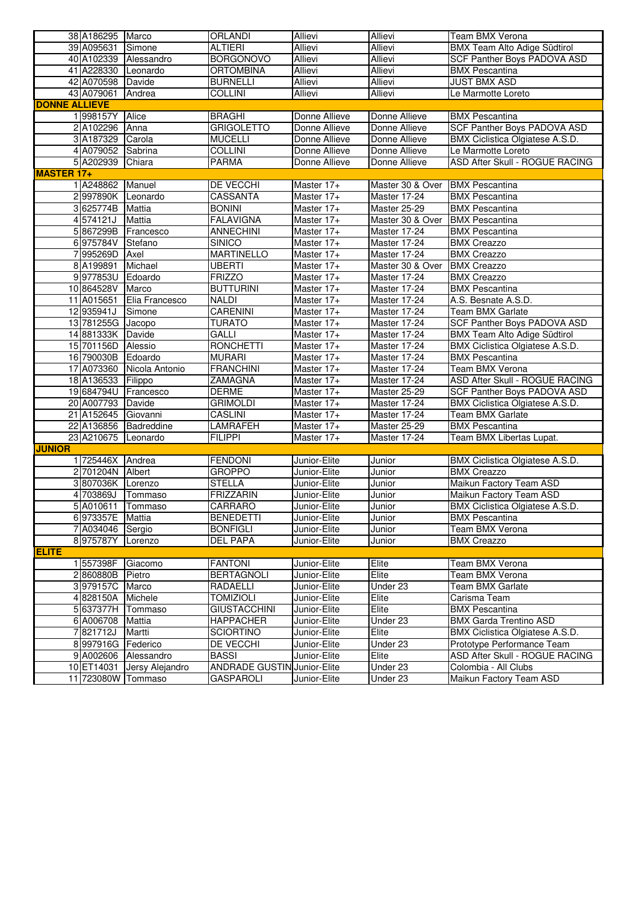| | | | | | | |
|---|---|---|---|---|---|---|
| 38 | A186295 | Marco | ORLANDI | Allievi | Allievi | Team BMX Verona |
| 39 | A095631 | Simone | ALTIERI | Allievi | Allievi | BMX Team Alto Adige Südtirol |
| 40 | A102339 | Alessandro | BORGONOVO | Allievi | Allievi | SCF Panther Boys PADOVA ASD |
| 41 | A228330 | Leonardo | ORTOMBINA | Allievi | Allievi | BMX Pescantina |
| 42 | A070598 | Davide | BURNELLI | Allievi | Allievi | JUST BMX ASD |
| 43 | A079061 | Andrea | COLLINI | Allievi | Allievi | Le Marmotte Loreto |
| **DONNE ALLIEVE** | | | | | | |
| 1 | 998157Y | Alice | BRAGHI | Donne Allieve | Donne Allieve | BMX Pescantina |
| 2 | A102296 | Anna | GRIGOLETTO | Donne Allieve | Donne Allieve | SCF Panther Boys PADOVA ASD |
| 3 | A187329 | Carola | MUCELLI | Donne Allieve | Donne Allieve | BMX Ciclistica Olgiatese A.S.D. |
| 4 | A079052 | Sabrina | COLLINI | Donne Allieve | Donne Allieve | Le Marmotte Loreto |
| 5 | A202939 | Chiara | PARMA | Donne Allieve | Donne Allieve | ASD After Skull - ROGUE RACING |
| **MASTER 17+** | | | | | | |
| 1 | A248862 | Manuel | DE VECCHI | Master 17+ | Master 30 & Over | BMX Pescantina |
| 2 | 997890K | Leonardo | CASSANTA | Master 17+ | Master 17-24 | BMX Pescantina |
| 3 | 625774B | Mattia | BONINI | Master 17+ | Master 25-29 | BMX Pescantina |
| 4 | 574121J | Mattia | FALAVIGNA | Master 17+ | Master 30 & Over | BMX Pescantina |
| 5 | 867299B | Francesco | ANNECHINI | Master 17+ | Master 17-24 | BMX Pescantina |
| 6 | 975784V | Stefano | SINICO | Master 17+ | Master 17-24 | BMX Creazzo |
| 7 | 995269D | Axel | MARTINELLO | Master 17+ | Master 17-24 | BMX Creazzo |
| 8 | A199891 | Michael | UBERTI | Master 17+ | Master 30 & Over | BMX Creazzo |
| 9 | 977853U | Edoardo | FRIZZO | Master 17+ | Master 17-24 | BMX Creazzo |
| 10 | 864528V | Marco | BUTTURINI | Master 17+ | Master 17-24 | BMX Pescantina |
| 11 | A015651 | Elia Francesco | NALDI | Master 17+ | Master 17-24 | A.S. Besnate A.S.D. |
| 12 | 935941J | Simone | CARENINI | Master 17+ | Master 17-24 | Team BMX Garlate |
| 13 | 781255G | Jacopo | TURATO | Master 17+ | Master 17-24 | SCF Panther Boys PADOVA ASD |
| 14 | 881333K | Davide | GALLI | Master 17+ | Master 17-24 | BMX Team Alto Adige Südtirol |
| 15 | 701156D | Alessio | RONCHETTI | Master 17+ | Master 17-24 | BMX Ciclistica Olgiatese A.S.D. |
| 16 | 790030B | Edoardo | MURARI | Master 17+ | Master 17-24 | BMX Pescantina |
| 17 | A073360 | Nicola Antonio | FRANCHINI | Master 17+ | Master 17-24 | Team BMX Verona |
| 18 | A136533 | Filippo | ZAMAGNA | Master 17+ | Master 17-24 | ASD After Skull - ROGUE RACING |
| 19 | 684794U | Francesco | DERME | Master 17+ | Master 25-29 | SCF Panther Boys PADOVA ASD |
| 20 | A007793 | Davide | GRIMOLDI | Master 17+ | Master 17-24 | BMX Ciclistica Olgiatese A.S.D. |
| 21 | A152645 | Giovanni | CASLINI | Master 17+ | Master 17-24 | Team BMX Garlate |
| 22 | A136856 | Badreddine | LAMRAFEH | Master 17+ | Master 25-29 | BMX Pescantina |
| 23 | A210675 | Leonardo | FILIPPI | Master 17+ | Master 17-24 | Team BMX Libertas Lupat. |
| **JUNIOR** | | | | | | |
| 1 | 725446X | Andrea | FENDONI | Junior-Elite | Junior | BMX Ciclistica Olgiatese A.S.D. |
| 2 | 701204N | Albert | GROPPO | Junior-Elite | Junior | BMX Creazzo |
| 3 | 807036K | Lorenzo | STELLA | Junior-Elite | Junior | Maikun Factory Team ASD |
| 4 | 703869J | Tommaso | FRIZZARIN | Junior-Elite | Junior | Maikun Factory Team ASD |
| 5 | A010611 | Tommaso | CARRARO | Junior-Elite | Junior | BMX Ciclistica Olgiatese A.S.D. |
| 6 | 973357E | Mattia | BENEDETTI | Junior-Elite | Junior | BMX Pescantina |
| 7 | A034046 | Sergio | BONFIGLI | Junior-Elite | Junior | Team BMX Verona |
| 8 | 975787Y | Lorenzo | DEL PAPA | Junior-Elite | Junior | BMX Creazzo |
| **ELITE** | | | | | | |
| 1 | 557398F | Giacomo | FANTONI | Junior-Elite | Elite | Team BMX Verona |
| 2 | 860880B | Pietro | BERTAGNOLI | Junior-Elite | Elite | Team BMX Verona |
| 3 | 979157C | Marco | RADAELLI | Junior-Elite | Under 23 | Team BMX Garlate |
| 4 | 828150A | Michele | TOMIZIOLI | Junior-Elite | Elite | Carisma Team |
| 5 | 637377H | Tommaso | GIUSTACCHINI | Junior-Elite | Elite | BMX Pescantina |
| 6 | A006708 | Mattia | HAPPACHER | Junior-Elite | Under 23 | BMX Garda Trentino ASD |
| 7 | 821712J | Martti | SCIORTINO | Junior-Elite | Elite | BMX Ciclistica Olgiatese A.S.D. |
| 8 | 997916G | Federico | DE VECCHI | Junior-Elite | Under 23 | Prototype Performance Team |
| 9 | A002606 | Alessandro | BASSI | Junior-Elite | Elite | ASD After Skull - ROGUE RACING |
| 10 | ET14031 | Jersy Alejandro | ANDRADE GUSTIN | Junior-Elite | Under 23 | Colombia - All Clubs |
| 11 | 723080W | Tommaso | GASPAROLI | Junior-Elite | Under 23 | Maikun Factory Team ASD |